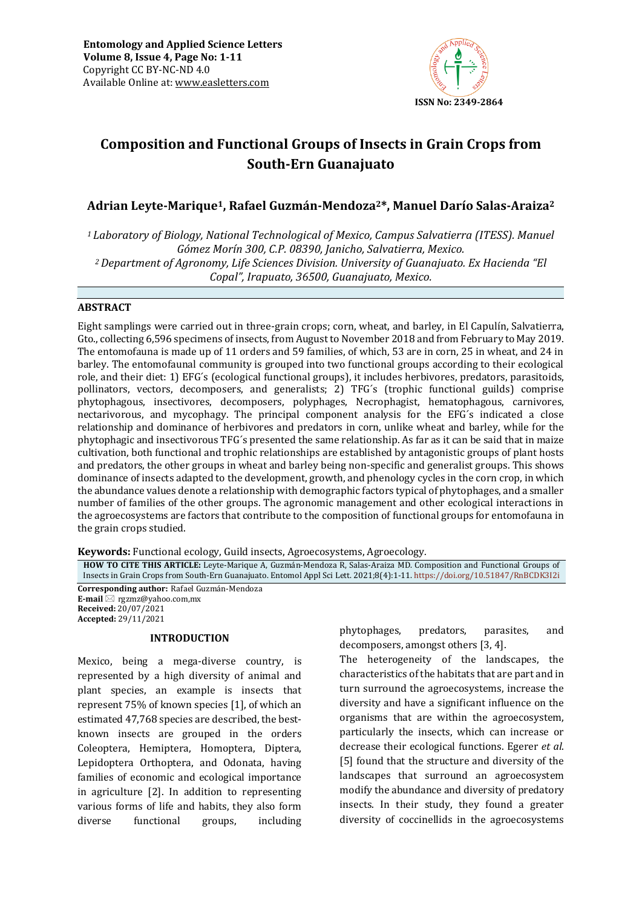Entomology and Applied Science Letters
Volume 8, Issue 4, Page No: 1-11
Copyright CC BY-NC-ND 4.0
Available Online at: www.easletters.com

ISSN No: 2349-2864

# Composition and Functional Groups of Insects in Grain Crops from South-Ern Guanajuato

**Adrian Leyte-Marique[1], Rafael Guzmán-Mendoza[2]*, Manuel Darío Salas-Araiza[2]**

*[1] Laboratory of Biology, National Technological of Mexico, Campus Salvatierra (ITESS). Manuel Gómez Morín 300, C.P. 08390, Janicho, Salvatierra, Mexico.*
*[2] Department of Agronomy, Life Sciences Division. University of Guanajuato. Ex Hacienda "El Copal", Irapuato, 36500, Guanajuato, Mexico.*

## ABSTRACT

Eight samplings were carried out in three-grain crops; corn, wheat, and barley, in El Capulín, Salvatierra, Gto., collecting 6,596 specimens of insects, from August to November 2018 and from February to May 2019. The entomofauna is made up of 11 orders and 59 families, of which, 53 are in corn, 25 in wheat, and 24 in barley. The entomofaunal community is grouped into two functional groups according to their ecological role, and their diet: 1) EFG´s (ecological functional groups), it includes herbivores, predators, parasitoids, pollinators, vectors, decomposers, and generalists; 2) TFG´s (trophic functional guilds) comprise phytophagous, insectivores, decomposers, polyphages, Necrophagist, hematophagous, carnivores, nectarivorous, and mycophagy. The principal component analysis for the EFG´s indicated a close relationship and dominance of herbivores and predators in corn, unlike wheat and barley, while for the phytophagic and insectivorous TFG´s presented the same relationship. As far as it can be said that in maize cultivation, both functional and trophic relationships are established by antagonistic groups of plant hosts and predators, the other groups in wheat and barley being non-specific and generalist groups. This shows dominance of insects adapted to the development, growth, and phenology cycles in the corn crop, in which the abundance values denote a relationship with demographic factors typical of phytophages, and a smaller number of families of the other groups. The agronomic management and other ecological interactions in the agroecosystems are factors that contribute to the composition of functional groups for entomofauna in the grain crops studied.

**Keywords:** Functional ecology, Guild insects, Agroecosystems, Agroecology.

**HOW TO CITE THIS ARTICLE:** Leyte-Marique A, Guzmán-Mendoza R, Salas-Araiza MD. Composition and Functional Groups of Insects in Grain Crops from South-Ern Guanajuato. Entomol Appl Sci Lett. 2021;8(4):1-11. https://doi.org/10.51847/RnBCDK3I2i

**Corresponding author:** Rafael Guzmán-Mendoza
**E-mail** rgzmz@yahoo.com,mx
**Received:** 20/07/2021
**Accepted:** 29/11/2021

## INTRODUCTION

Mexico, being a mega-diverse country, is represented by a high diversity of animal and plant species, an example is insects that represent 75% of known species [1], of which an estimated 47,768 species are described, the best-known insects are grouped in the orders Coleoptera, Hemiptera, Homoptera, Diptera, Lepidoptera Orthoptera, and Odonata, having families of economic and ecological importance in agriculture [2]. In addition to representing various forms of life and habits, they also form diverse functional groups, including phytophages, predators, parasites, and decomposers, amongst others [3, 4].

The heterogeneity of the landscapes, the characteristics of the habitats that are part and in turn surround the agroecosystems, increase the diversity and have a significant influence on the organisms that are within the agroecosystem, particularly the insects, which can increase or decrease their ecological functions. Egerer *et al*. [5] found that the structure and diversity of the landscapes that surround an agroecosystem modify the abundance and diversity of predatory insects. In their study, they found a greater diversity of coccinellids in the agroecosystems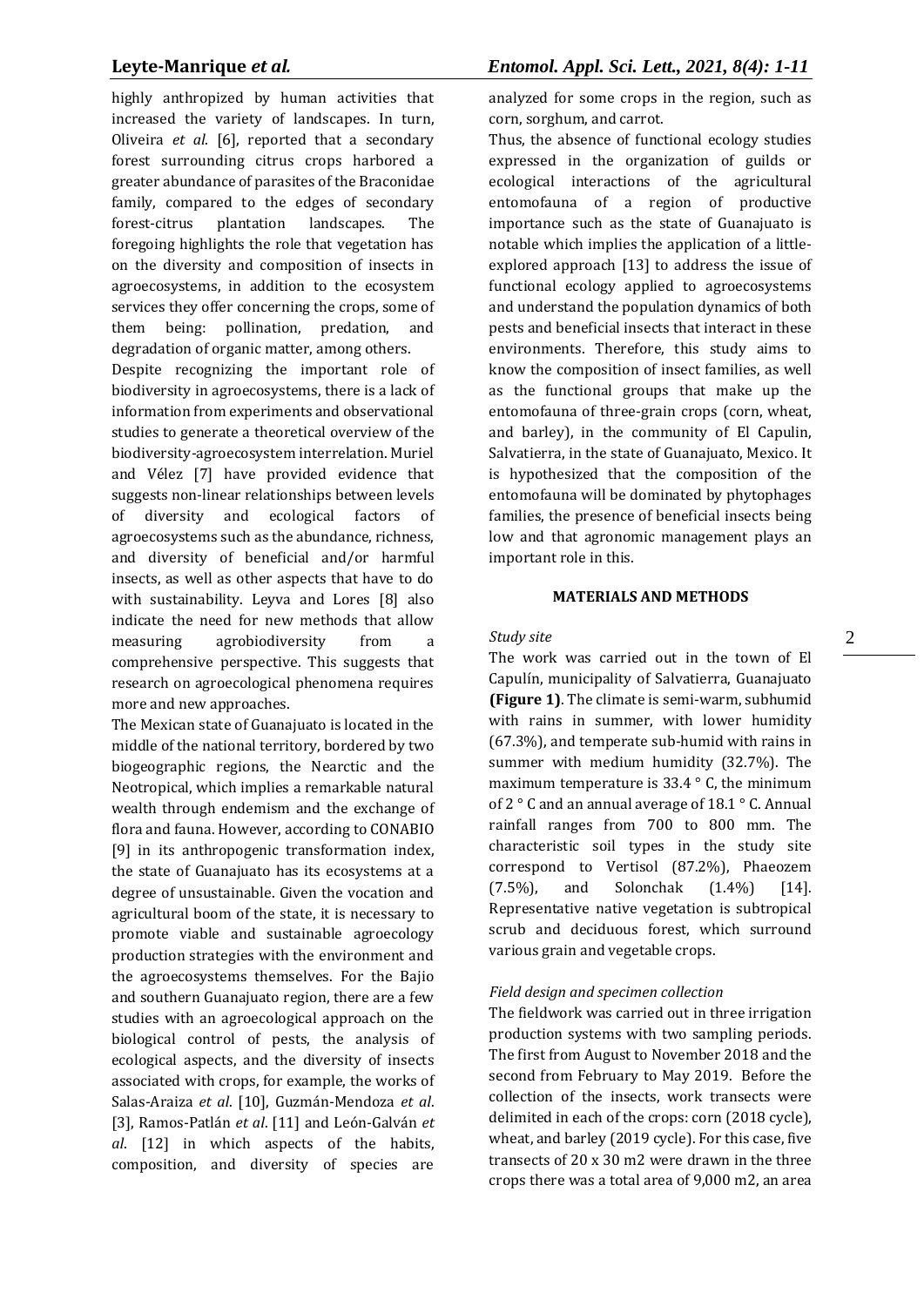highly anthropized by human activities that increased the variety of landscapes. In turn, Oliveira *et al*. [6], reported that a secondary forest surrounding citrus crops harbored a greater abundance of parasites of the Braconidae family, compared to the edges of secondary forest-citrus plantation landscapes. The foregoing highlights the role that vegetation has on the diversity and composition of insects in agroecosystems, in addition to the ecosystem services they offer concerning the crops, some of them being: pollination, predation, and degradation of organic matter, among others.

Despite recognizing the important role of biodiversity in agroecosystems, there is a lack of information from experiments and observational studies to generate a theoretical overview of the biodiversity-agroecosystem interrelation. Muriel and Vélez [7] have provided evidence that suggests non-linear relationships between levels of diversity and ecological factors of agroecosystems such as the abundance, richness, and diversity of beneficial and/or harmful insects, as well as other aspects that have to do with sustainability. Leyva and Lores [8] also indicate the need for new methods that allow measuring agrobiodiversity from a comprehensive perspective. This suggests that research on agroecological phenomena requires more and new approaches.

The Mexican state of Guanajuato is located in the middle of the national territory, bordered by two biogeographic regions, the Nearctic and the Neotropical, which implies a remarkable natural wealth through endemism and the exchange of flora and fauna. However, according to CONABIO [9] in its anthropogenic transformation index, the state of Guanajuato has its ecosystems at a degree of unsustainable. Given the vocation and agricultural boom of the state, it is necessary to promote viable and sustainable agroecology production strategies with the environment and the agroecosystems themselves. For the Bajio and southern Guanajuato region, there are a few studies with an agroecological approach on the biological control of pests, the analysis of ecological aspects, and the diversity of insects associated with crops, for example, the works of Salas-Araiza *et al*. [10], Guzmán-Mendoza *et al*. [3], Ramos-Patlán *et al*. [11] and León-Galván *et al*. [12] in which aspects of the habits, composition, and diversity of species are analyzed for some crops in the region, such as corn, sorghum, and carrot.

Thus, the absence of functional ecology studies expressed in the organization of guilds or ecological interactions of the agricultural entomofauna of a region of productive importance such as the state of Guanajuato is notable which implies the application of a little-explored approach [13] to address the issue of functional ecology applied to agroecosystems and understand the population dynamics of both pests and beneficial insects that interact in these environments. Therefore, this study aims to know the composition of insect families, as well as the functional groups that make up the entomofauna of three-grain crops (corn, wheat, and barley), in the community of El Capulin, Salvatierra, in the state of Guanajuato, Mexico. It is hypothesized that the composition of the entomofauna will be dominated by phytophages families, the presence of beneficial insects being low and that agronomic management plays an important role in this.

## MATERIALS AND METHODS

### *Study site*

The work was carried out in the town of El Capulín, municipality of Salvatierra, Guanajuato **(Figure 1)**. The climate is semi-warm, subhumid with rains in summer, with lower humidity (67.3%), and temperate sub-humid with rains in summer with medium humidity (32.7%). The maximum temperature is 33.4 ° C, the minimum of 2 ° C and an annual average of 18.1 ° C. Annual rainfall ranges from 700 to 800 mm. The characteristic soil types in the study site correspond to Vertisol (87.2%), Phaeozem (7.5%), and Solonchak (1.4%) [14]. Representative native vegetation is subtropical scrub and deciduous forest, which surround various grain and vegetable crops.

### *Field design and specimen collection*

The fieldwork was carried out in three irrigation production systems with two sampling periods. The first from August to November 2018 and the second from February to May 2019. Before the collection of the insects, work transects were delimited in each of the crops: corn (2018 cycle), wheat, and barley (2019 cycle). For this case, five transects of 20 x 30 m2 were drawn in the three crops there was a total area of 9,000 m2, an area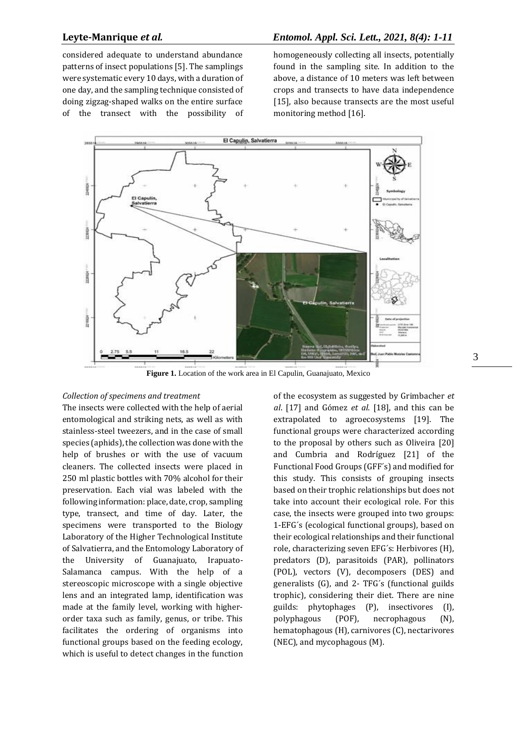considered adequate to understand abundance patterns of insect populations [5]. The samplings were systematic every 10 days, with a duration of one day, and the sampling technique consisted of doing zigzag-shaped walks on the entire surface of the transect with the possibility of homogeneously collecting all insects, potentially found in the sampling site. In addition to the above, a distance of 10 meters was left between crops and transects to have data independence [15], also because transects are the most useful monitoring method [16].

**Figure 1.** Location of the work area in El Capulin, Guanajuato, Mexico

*Collection of specimens and treatment*

The insects were collected with the help of aerial entomological and striking nets, as well as with stainless-steel tweezers, and in the case of small species (aphids), the collection was done with the help of brushes or with the use of vacuum cleaners. The collected insects were placed in 250 ml plastic bottles with 70% alcohol for their preservation. Each vial was labeled with the following information: place, date, crop, sampling type, transect, and time of day. Later, the specimens were transported to the Biology Laboratory of the Higher Technological Institute of Salvatierra, and the Entomology Laboratory of the University of Guanajuato, Irapuato-Salamanca campus. With the help of a stereoscopic microscope with a single objective lens and an integrated lamp, identification was made at the family level, working with higher-order taxa such as family, genus, or tribe. This facilitates the ordering of organisms into functional groups based on the feeding ecology, which is useful to detect changes in the function of the ecosystem as suggested by Grimbacher *et al*. [17] and Gómez *et al*. [18], and this can be extrapolated to agroecosystems [19]. The functional groups were characterized according to the proposal by others such as Oliveira [20] and Cumbria and Rodríguez [21] of the Functional Food Groups (GFF´s) and modified for this study. This consists of grouping insects based on their trophic relationships but does not take into account their ecological role. For this case, the insects were grouped into two groups: 1-EFG´s (ecological functional groups), based on their ecological relationships and their functional role, characterizing seven EFG´s: Herbivores (H), predators (D), parasitoids (PAR), pollinators (POL), vectors (V), decomposers (DES) and generalists (G), and 2- TFG´s (functional guilds trophic), considering their diet. There are nine guilds: phytophages (P), insectivores (I), polyphagous (POF), necrophagous (N), hematophagous (H), carnivores (C), nectarivores (NEC), and mycophagous (M).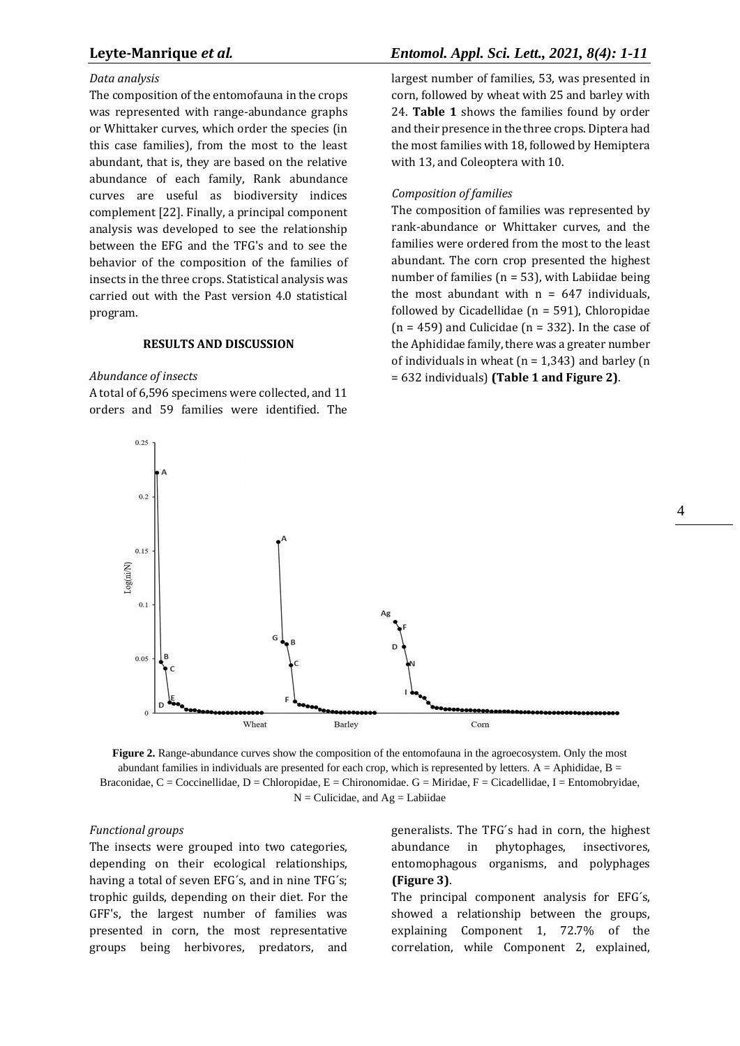*Data analysis*

The composition of the entomofauna in the crops was represented with range-abundance graphs or Whittaker curves, which order the species (in this case families), from the most to the least abundant, that is, they are based on the relative abundance of each family, Rank abundance curves are useful as biodiversity indices complement [22]. Finally, a principal component analysis was developed to see the relationship between the EFG and the TFG's and to see the behavior of the composition of the families of insects in the three crops. Statistical analysis was carried out with the Past version 4.0 statistical program.

## RESULTS AND DISCUSSION

*Abundance of insects*

A total of 6,596 specimens were collected, and 11 orders and 59 families were identified. The largest number of families, 53, was presented in corn, followed by wheat with 25 and barley with 24. **Table 1** shows the families found by order and their presence in the three crops. Diptera had the most families with 18, followed by Hemiptera with 13, and Coleoptera with 10.

*Composition of families*

The composition of families was represented by rank-abundance or Whittaker curves, and the families were ordered from the most to the least abundant. The corn crop presented the highest number of families (n = 53), with Labiidae being the most abundant with n = 647 individuals, followed by Cicadellidae (n = 591), Chloropidae (n = 459) and Culicidae (n = 332). In the case of the Aphididae family, there was a greater number of individuals in wheat (n = 1,343) and barley (n = 632 individuals) **(Table 1 and Figure 2)**.

**Figure 2.** Range-abundance curves show the composition of the entomofauna in the agroecosystem. Only the most abundant families in individuals are presented for each crop, which is represented by letters. A = Aphididae, B = Braconidae, C = Coccinellidae, D = Chloropidae, E = Chironomidae. G = Miridae, F = Cicadellidae, I = Entomobryidae, N = Culicidae, and Ag = Labiidae

*Functional groups*

The insects were grouped into two categories, depending on their ecological relationships, having a total of seven EFG´s, and in nine TFG´s; trophic guilds, depending on their diet. For the GFF's, the largest number of families was presented in corn, the most representative groups being herbivores, predators, and generalists. The TFG´s had in corn, the highest abundance in phytophages, insectivores, entomophagous organisms, and polyphages **(Figure 3)**.

The principal component analysis for EFG´s, showed a relationship between the groups, explaining Component 1, 72.7% of the correlation, while Component 2, explained,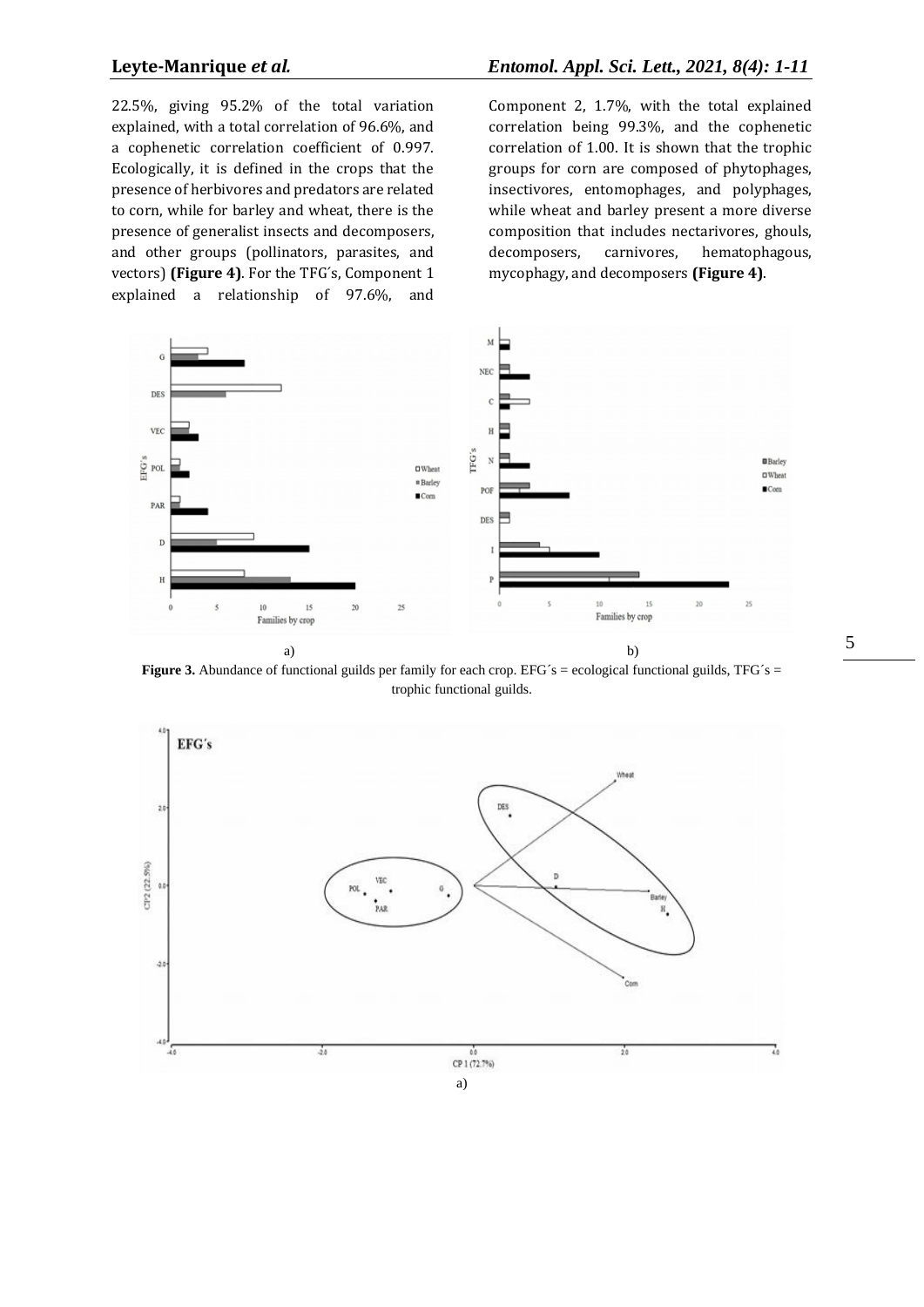22.5%, giving 95.2% of the total variation explained, with a total correlation of 96.6%, and a cophenetic correlation coefficient of 0.997. Ecologically, it is defined in the crops that the presence of herbivores and predators are related to corn, while for barley and wheat, there is the presence of generalist insects and decomposers, and other groups (pollinators, parasites, and vectors) **(Figure 4)**. For the TFG´s, Component 1 explained a relationship of 97.6%, and Component 2, 1.7%, with the total explained correlation being 99.3%, and the cophenetic correlation of 1.00. It is shown that the trophic groups for corn are composed of phytophages, insectivores, entomophages, and polyphages, while wheat and barley present a more diverse composition that includes nectarivores, ghouls, decomposers, carnivores, hematophagous, mycophagy, and decomposers **(Figure 4)**.

G
DES
VEC
EFG's POL
PAR
D
H
0 5 10 15 20 25
Families by crop
Wheat
Barley
Corn

M
NEC
C
H
TFG's N
POF
DES
I
P
0 5 10 15 20 25
Families by crop
Barley
Wheat
Corn

a) b)

**Figure 3.** Abundance of functional guilds per family for each crop. EFG´s = ecological functional guilds, TFG´s = trophic functional guilds.

EFG's
4.0
2.0
CP2 (22.5%) 0.0
-2.0
-4.0
-4.0 -2.0 0.0 2.0 4.0
CP 1 (72.7%)
Wheat
DES
D
POL
VEC
PAR
G
Barley
H
Corn

a)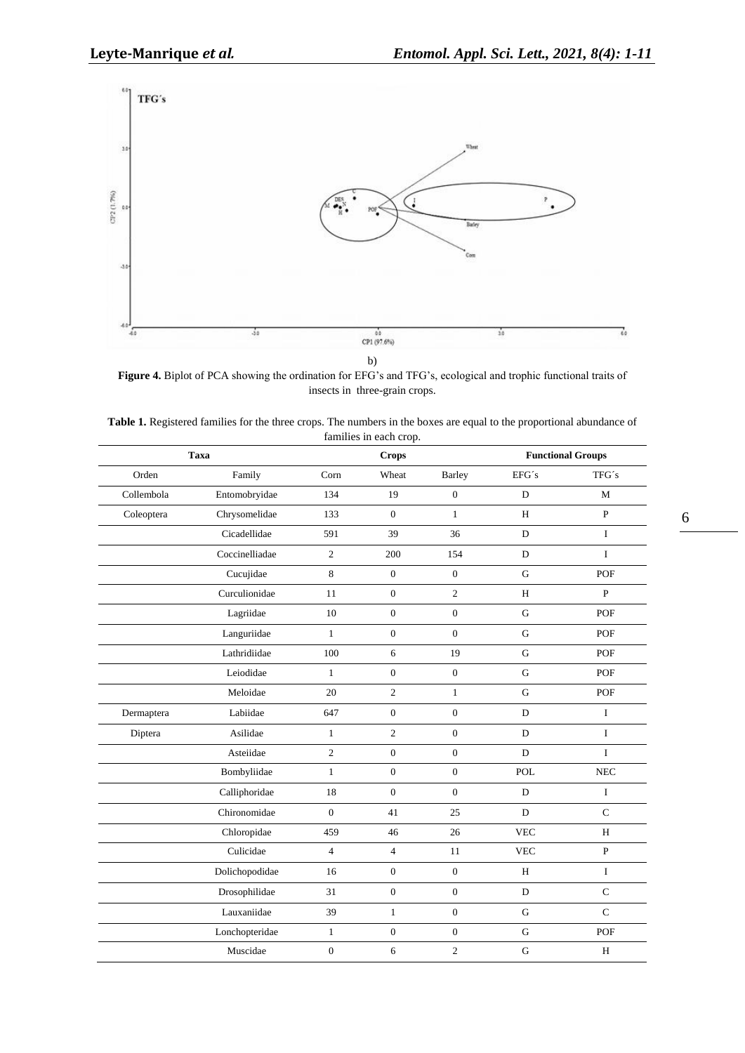b)

**Figure 4.** Biplot of PCA showing the ordination for EFG's and TFG's, ecological and trophic functional traits of insects in three-grain crops.

**Table 1.** Registered families for the three crops. The numbers in the boxes are equal to the proportional abundance of families in each crop.

| **Taxa** | | **Crops** | | | **Functional Groups** | |
|---|---|---|---|---|---|---|
| Orden | Family | Corn | Wheat | Barley | EFG´s | TFG´s |
| Collembola | Entomobryidae | 134 | 19 | 0 | D | M |
| Coleoptera | Chrysomelidae | 133 | 0 | 1 | H | P |
| | Cicadellidae | 591 | 39 | 36 | D | I |
| | Coccinelliadae | 2 | 200 | 154 | D | I |
| | Cucujidae | 8 | 0 | 0 | G | POF |
| | Curculionidae | 11 | 0 | 2 | H | P |
| | Lagriidae | 10 | 0 | 0 | G | POF |
| | Languriidae | 1 | 0 | 0 | G | POF |
| | Lathridiidae | 100 | 6 | 19 | G | POF |
| | Leiodidae | 1 | 0 | 0 | G | POF |
| | Meloidae | 20 | 2 | 1 | G | POF |
| Dermaptera | Labiidae | 647 | 0 | 0 | D | I |
| Diptera | Asilidae | 1 | 2 | 0 | D | I |
| | Asteiidae | 2 | 0 | 0 | D | I |
| | Bombyliidae | 1 | 0 | 0 | POL | NEC |
| | Calliphoridae | 18 | 0 | 0 | D | I |
| | Chironomidae | 0 | 41 | 25 | D | C |
| | Chloropidae | 459 | 46 | 26 | VEC | H |
| | Culicidae | 4 | 4 | 11 | VEC | P |
| | Dolichopodidae | 16 | 0 | 0 | H | I |
| | Drosophilidae | 31 | 0 | 0 | D | C |
| | Lauxaniidae | 39 | 1 | 0 | G | C |
| | Lonchopteridae | 1 | 0 | 0 | G | POF |
| | Muscidae | 0 | 6 | 2 | G | H |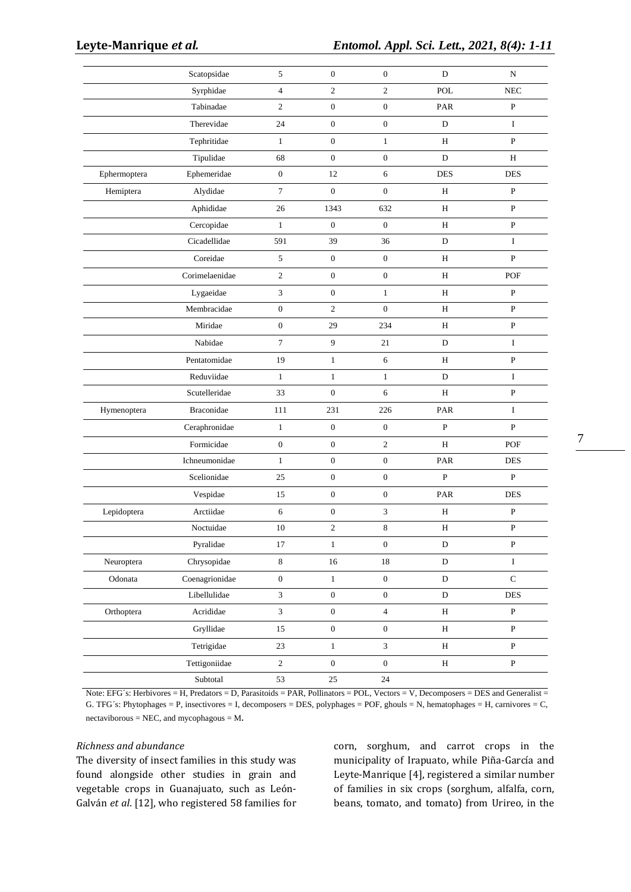| | | | | | | |
|---|---|---|---|---|---|---|
| | Scatopsidae | 5 | 0 | 0 | D | N |
| | Syrphidae | 4 | 2 | 2 | POL | NEC |
| | Tabinadae | 2 | 0 | 0 | PAR | P |
| | Therevidae | 24 | 0 | 0 | D | I |
| | Tephritidae | 1 | 0 | 1 | H | P |
| | Tipulidae | 68 | 0 | 0 | D | H |
| Ephermoptera | Ephemeridae | 0 | 12 | 6 | DES | DES |
| Hemiptera | Alydidae | 7 | 0 | 0 | H | P |
| | Aphididae | 26 | 1343 | 632 | H | P |
| | Cercopidae | 1 | 0 | 0 | H | P |
| | Cicadellidae | 591 | 39 | 36 | D | I |
| | Coreidae | 5 | 0 | 0 | H | P |
| | Corimelaenidae | 2 | 0 | 0 | H | POF |
| | Lygaeidae | 3 | 0 | 1 | H | P |
| | Membracidae | 0 | 2 | 0 | H | P |
| | Miridae | 0 | 29 | 234 | H | P |
| | Nabidae | 7 | 9 | 21 | D | I |
| | Pentatomidae | 19 | 1 | 6 | H | P |
| | Reduviidae | 1 | 1 | 1 | D | I |
| | Scutelleridae | 33 | 0 | 6 | H | P |
| Hymenoptera | Braconidae | 111 | 231 | 226 | PAR | I |
| | Ceraphronidae | 1 | 0 | 0 | P | P |
| | Formicidae | 0 | 0 | 2 | H | POF |
| | Ichneumonidae | 1 | 0 | 0 | PAR | DES |
| | Scelionidae | 25 | 0 | 0 | P | P |
| | Vespidae | 15 | 0 | 0 | PAR | DES |
| Lepidoptera | Arctiidae | 6 | 0 | 3 | H | P |
| | Noctuidae | 10 | 2 | 8 | H | P |
| | Pyralidae | 17 | 1 | 0 | D | P |
| Neuroptera | Chrysopidae | 8 | 16 | 18 | D | I |
| Odonata | Coenagrionidae | 0 | 1 | 0 | D | C |
| | Libellulidae | 3 | 0 | 0 | D | DES |
| Orthoptera | Acrididae | 3 | 0 | 4 | H | P |
| | Gryllidae | 15 | 0 | 0 | H | P |
| | Tetrigidae | 23 | 1 | 3 | H | P |
| | Tettigoniidae | 2 | 0 | 0 | H | P |
| | Subtotal | 53 | 25 | 24 | | |

Note: EFG´s: Herbivores = H, Predators = D, Parasitoids = PAR, Pollinators = POL, Vectors = V, Decomposers = DES and Generalist = G. TFG´s: Phytophages = P, insectivores = I, decomposers = DES, polyphages = POF, ghouls = N, hematophages = H, carnivores = C, nectaviborous = NEC, and mycophagous = M.

*Richness and abundance*

The diversity of insect families in this study was found alongside other studies in grain and vegetable crops in Guanajuato, such as León-Galván *et al*. [12], who registered 58 families for corn, sorghum, and carrot crops in the municipality of Irapuato, while Piña-García and Leyte-Manrique [4], registered a similar number of families in six crops (sorghum, alfalfa, corn, beans, tomato, and tomato) from Urireo, in the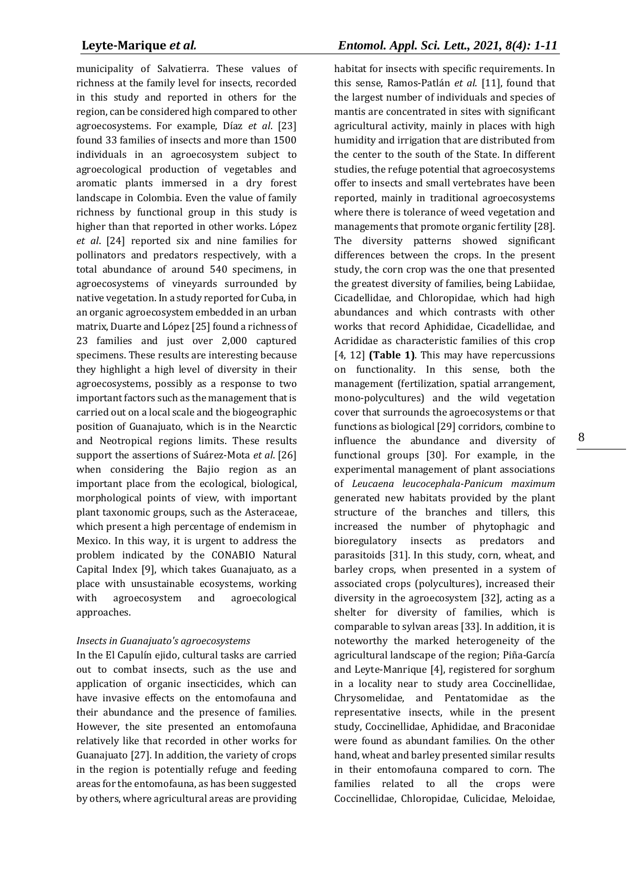municipality of Salvatierra. These values of richness at the family level for insects, recorded in this study and reported in others for the region, can be considered high compared to other agroecosystems. For example, Díaz *et al*. [23] found 33 families of insects and more than 1500 individuals in an agroecosystem subject to agroecological production of vegetables and aromatic plants immersed in a dry forest landscape in Colombia. Even the value of family richness by functional group in this study is higher than that reported in other works. López *et al*. [24] reported six and nine families for pollinators and predators respectively, with a total abundance of around 540 specimens, in agroecosystems of vineyards surrounded by native vegetation. In a study reported for Cuba, in an organic agroecosystem embedded in an urban matrix, Duarte and López [25] found a richness of 23 families and just over 2,000 captured specimens. These results are interesting because they highlight a high level of diversity in their agroecosystems, possibly as a response to two important factors such as the management that is carried out on a local scale and the biogeographic position of Guanajuato, which is in the Nearctic and Neotropical regions limits. These results support the assertions of Suárez-Mota *et al*. [26] when considering the Bajio region as an important place from the ecological, biological, morphological points of view, with important plant taxonomic groups, such as the Asteraceae, which present a high percentage of endemism in Mexico. In this way, it is urgent to address the problem indicated by the CONABIO Natural Capital Index [9], which takes Guanajuato, as a place with unsustainable ecosystems, working with agroecosystem and agroecological approaches.

*Insects in Guanajuato's agroecosystems*

In the El Capulín ejido, cultural tasks are carried out to combat insects, such as the use and application of organic insecticides, which can have invasive effects on the entomofauna and their abundance and the presence of families. However, the site presented an entomofauna relatively like that recorded in other works for Guanajuato [27]. In addition, the variety of crops in the region is potentially refuge and feeding areas for the entomofauna, as has been suggested by others, where agricultural areas are providing habitat for insects with specific requirements. In this sense, Ramos-Patlán *et al*. [11], found that the largest number of individuals and species of mantis are concentrated in sites with significant agricultural activity, mainly in places with high humidity and irrigation that are distributed from the center to the south of the State. In different studies, the refuge potential that agroecosystems offer to insects and small vertebrates have been reported, mainly in traditional agroecosystems where there is tolerance of weed vegetation and managements that promote organic fertility [28]. The diversity patterns showed significant differences between the crops. In the present study, the corn crop was the one that presented the greatest diversity of families, being Labiidae, Cicadellidae, and Chloropidae, which had high abundances and which contrasts with other works that record Aphididae, Cicadellidae, and Acrididae as characteristic families of this crop [4, 12] **(Table 1)**. This may have repercussions on functionality. In this sense, both the management (fertilization, spatial arrangement, mono-polycultures) and the wild vegetation cover that surrounds the agroecosystems or that functions as biological [29] corridors, combine to influence the abundance and diversity of functional groups [30]. For example, in the experimental management of plant associations of *Leucaena leucocephala*-*Panicum maximum* generated new habitats provided by the plant structure of the branches and tillers, this increased the number of phytophagic and bioregulatory insects as predators and parasitoids [31]. In this study, corn, wheat, and barley crops, when presented in a system of associated crops (polycultures), increased their diversity in the agroecosystem [32], acting as a shelter for diversity of families, which is comparable to sylvan areas [33]. In addition, it is noteworthy the marked heterogeneity of the agricultural landscape of the region; Piña-García and Leyte-Manrique [4], registered for sorghum in a locality near to study area Coccinellidae, Chrysomelidae, and Pentatomidae as the representative insects, while in the present study, Coccinellidae, Aphididae, and Braconidae were found as abundant families. On the other hand, wheat and barley presented similar results in their entomofauna compared to corn. The families related to all the crops were Coccinellidae, Chloropidae, Culicidae, Meloidae,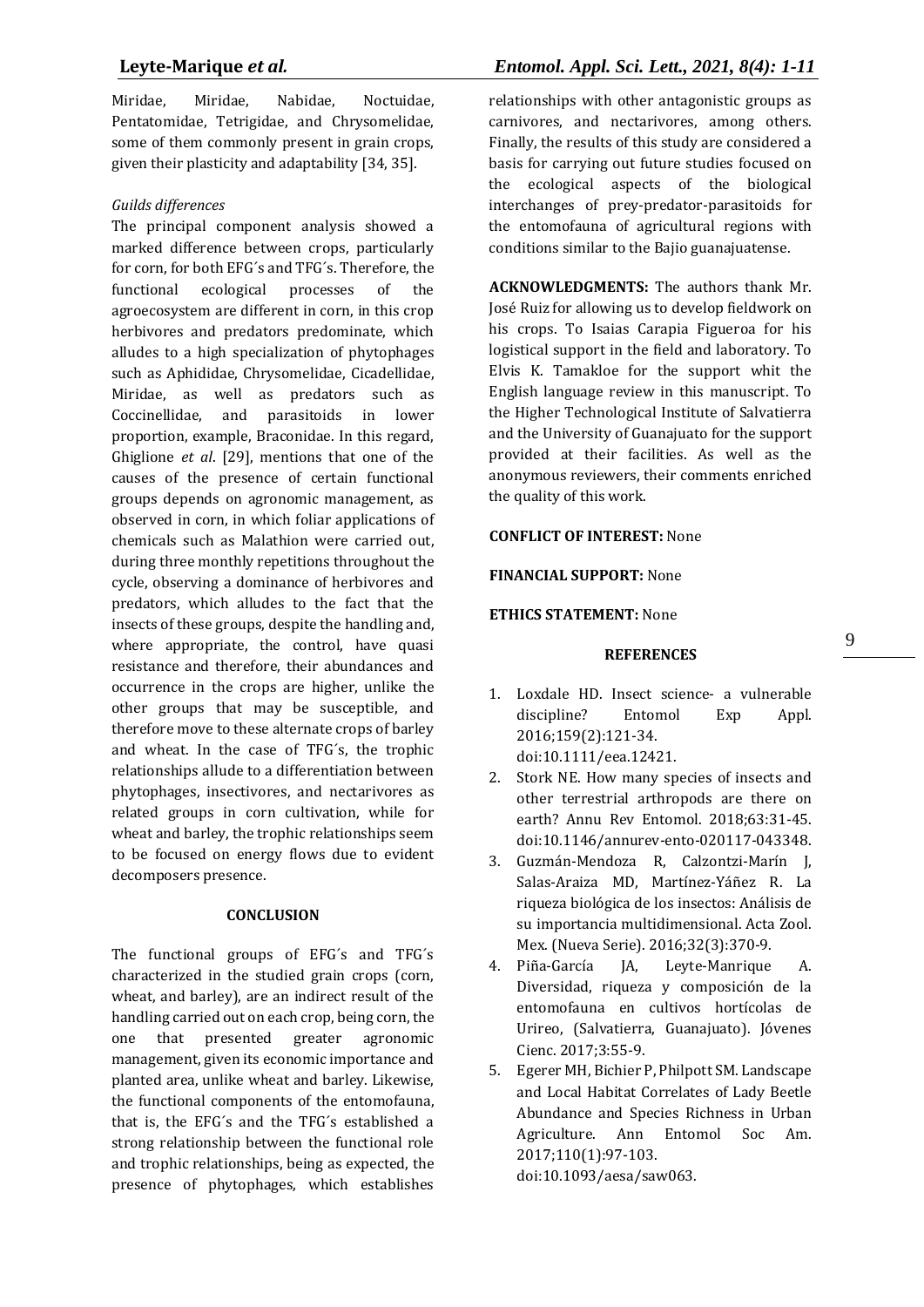Miridae, Miridae, Nabidae, Noctuidae, Pentatomidae, Tetrigidae, and Chrysomelidae, some of them commonly present in grain crops, given their plasticity and adaptability [34, 35].

*Guilds differences*

The principal component analysis showed a marked difference between crops, particularly for corn, for both EFG´s and TFG´s. Therefore, the functional ecological processes of the agroecosystem are different in corn, in this crop herbivores and predators predominate, which alludes to a high specialization of phytophages such as Aphididae, Chrysomelidae, Cicadellidae, Miridae, as well as predators such as Coccinellidae, and parasitoids in lower proportion, example, Braconidae. In this regard, Ghiglione *et al*. [29], mentions that one of the causes of the presence of certain functional groups depends on agronomic management, as observed in corn, in which foliar applications of chemicals such as Malathion were carried out, during three monthly repetitions throughout the cycle, observing a dominance of herbivores and predators, which alludes to the fact that the insects of these groups, despite the handling and, where appropriate, the control, have quasi resistance and therefore, their abundances and occurrence in the crops are higher, unlike the other groups that may be susceptible, and therefore move to these alternate crops of barley and wheat. In the case of TFG´s, the trophic relationships allude to a differentiation between phytophages, insectivores, and nectarivores as related groups in corn cultivation, while for wheat and barley, the trophic relationships seem to be focused on energy flows due to evident decomposers presence.

## CONCLUSION

The functional groups of EFG´s and TFG´s characterized in the studied grain crops (corn, wheat, and barley), are an indirect result of the handling carried out on each crop, being corn, the one that presented greater agronomic management, given its economic importance and planted area, unlike wheat and barley. Likewise, the functional components of the entomofauna, that is, the EFG´s and the TFG´s established a strong relationship between the functional role and trophic relationships, being as expected, the presence of phytophages, which establishes relationships with other antagonistic groups as carnivores, and nectarivores, among others. Finally, the results of this study are considered a basis for carrying out future studies focused on the ecological aspects of the biological interchanges of prey-predator-parasitoids for the entomofauna of agricultural regions with conditions similar to the Bajio guanajuatense.

**ACKNOWLEDGMENTS:** The authors thank Mr. José Ruiz for allowing us to develop fieldwork on his crops. To Isaias Carapia Figueroa for his logistical support in the field and laboratory. To Elvis K. Tamakloe for the support whit the English language review in this manuscript. To the Higher Technological Institute of Salvatierra and the University of Guanajuato for the support provided at their facilities. As well as the anonymous reviewers, their comments enriched the quality of this work.

**CONFLICT OF INTEREST:** None

**FINANCIAL SUPPORT:** None

**ETHICS STATEMENT:** None

## REFERENCES

1. Loxdale HD. Insect science- a vulnerable discipline? Entomol Exp Appl. 2016;159(2):121-34. doi:10.1111/eea.12421.
2. Stork NE. How many species of insects and other terrestrial arthropods are there on earth? Annu Rev Entomol. 2018;63:31-45. doi:10.1146/annurev-ento-020117-043348.
3. Guzmán-Mendoza R, Calzontzi-Marín J, Salas-Araiza MD, Martínez-Yáñez R. La riqueza biológica de los insectos: Análisis de su importancia multidimensional. Acta Zool. Mex. (Nueva Serie). 2016;32(3):370-9.
4. Piña-García JA, Leyte-Manrique A. Diversidad, riqueza y composición de la entomofauna en cultivos hortícolas de Urireo, (Salvatierra, Guanajuato). Jóvenes Cienc. 2017;3:55-9.
5. Egerer MH, Bichier P, Philpott SM. Landscape and Local Habitat Correlates of Lady Beetle Abundance and Species Richness in Urban Agriculture. Ann Entomol Soc Am. 2017;110(1):97-103. doi:10.1093/aesa/saw063.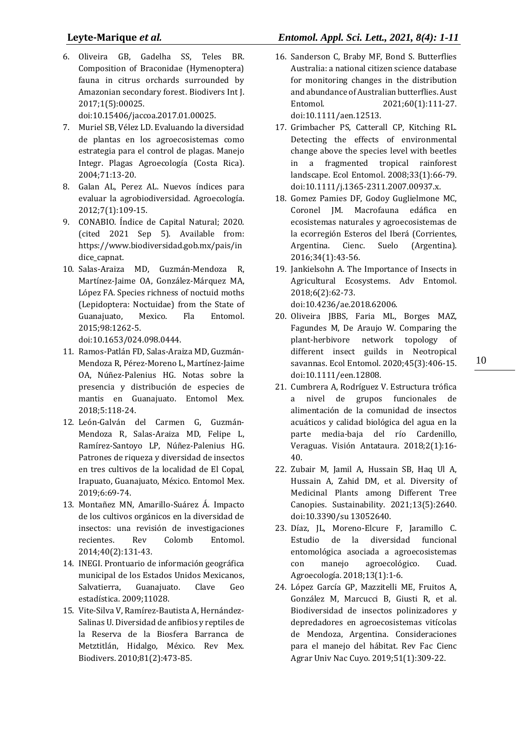6. Oliveira GB, Gadelha SS, Teles BR. Composition of Braconidae (Hymenoptera) fauna in citrus orchards surrounded by Amazonian secondary forest. Biodivers Int J. 2017;1(5):00025. doi:10.15406/jaccoa.2017.01.00025.
7. Muriel SB, Vélez LD. Evaluando la diversidad de plantas en los agroecosistemas como estrategia para el control de plagas. Manejo Integr. Plagas Agroecología (Costa Rica). 2004;71:13-20.
8. Galan AL, Perez AL. Nuevos índices para evaluar la agrobiodiversidad. Agroecología. 2012;7(1):109-15.
9. CONABIO. Índice de Capital Natural; 2020. (cited 2021 Sep 5). Available from: https://www.biodiversidad.gob.mx/pais/indice_capnat.
10. Salas-Araiza MD, Guzmán-Mendoza R, Martínez-Jaime OA, González-Márquez MA, López FA. Species richness of noctuid moths (Lepidoptera: Noctuidae) from the State of Guanajuato, Mexico. Fla Entomol. 2015;98:1262-5. doi:10.1653/024.098.0444.
11. Ramos-Patlán FD, Salas-Araiza MD, Guzmán-Mendoza R, Pérez-Moreno L, Martínez-Jaime OA, Núñez-Palenius HG. Notas sobre la presencia y distribución de especies de mantis en Guanajuato. Entomol Mex. 2018;5:118-24.
12. León-Galván del Carmen G, Guzmán-Mendoza R, Salas-Araiza MD, Felipe L, Ramírez-Santoyo LP, Núñez-Palenius HG. Patrones de riqueza y diversidad de insectos en tres cultivos de la localidad de El Copal, Irapuato, Guanajuato, México. Entomol Mex. 2019;6:69-74.
13. Montañez MN, Amarillo-Suárez Á. Impacto de los cultivos orgánicos en la diversidad de insectos: una revisión de investigaciones recientes. Rev Colomb Entomol. 2014;40(2):131-43.
14. INEGI. Prontuario de información geográfica municipal de los Estados Unidos Mexicanos, Salvatierra, Guanajuato. Clave Geo estadística. 2009;11028.
15. Vite-Silva V, Ramírez-Bautista A, Hernández-Salinas U. Diversidad de anfibios y reptiles de la Reserva de la Biosfera Barranca de Metztitlán, Hidalgo, México. Rev Mex. Biodivers. 2010;81(2):473-85.
16. Sanderson C, Braby MF, Bond S. Butterflies Australia: a national citizen science database for monitoring changes in the distribution and abundance of Australian butterflies. Aust Entomol. 2021;60(1):111-27. doi:10.1111/aen.12513.
17. Grimbacher PS, Catterall CP, Kitching RL. Detecting the effects of environmental change above the species level with beetles in a fragmented tropical rainforest landscape. Ecol Entomol. 2008;33(1):66-79. doi:10.1111/j.1365-2311.2007.00937.x.
18. Gomez Pamies DF, Godoy Guglielmone MC, Coronel JM. Macrofauna edáfica en ecosistemas naturales y agroecosistemas de la ecorregión Esteros del Iberá (Corrientes, Argentina. Cienc. Suelo (Argentina). 2016;34(1):43-56.
19. Jankielsohn A. The Importance of Insects in Agricultural Ecosystems. Adv Entomol. 2018;6(2):62-73. doi:10.4236/ae.2018.62006.
20. Oliveira JBBS, Faria ML, Borges MAZ, Fagundes M, De Araujo W. Comparing the plant-herbivore network topology of different insect guilds in Neotropical savannas. Ecol Entomol. 2020;45(3):406-15. doi:10.1111/een.12808.
21. Cumbrera A, Rodríguez V. Estructura trófica a nivel de grupos funcionales de alimentación de la comunidad de insectos acuáticos y calidad biológica del agua en la parte media-baja del río Cardenillo, Veraguas. Visión Antataura. 2018;2(1):16-40.
22. Zubair M, Jamil A, Hussain SB, Haq Ul A, Hussain A, Zahid DM, et al. Diversity of Medicinal Plants among Different Tree Canopies. Sustainability. 2021;13(5):2640. doi:10.3390/su 13052640.
23. Díaz, JL, Moreno-Elcure F, Jaramillo C. Estudio de la diversidad funcional entomológica asociada a agroecosistemas con manejo agroecológico. Cuad. Agroecología. 2018;13(1):1-6.
24. López García GP, Mazzitelli ME, Fruitos A, González M, Marcucci B, Giusti R, et al. Biodiversidad de insectos polinizadores y depredadores en agroecosistemas vitícolas de Mendoza, Argentina. Consideraciones para el manejo del hábitat. Rev Fac Cienc Agrar Univ Nac Cuyo. 2019;51(1):309-22.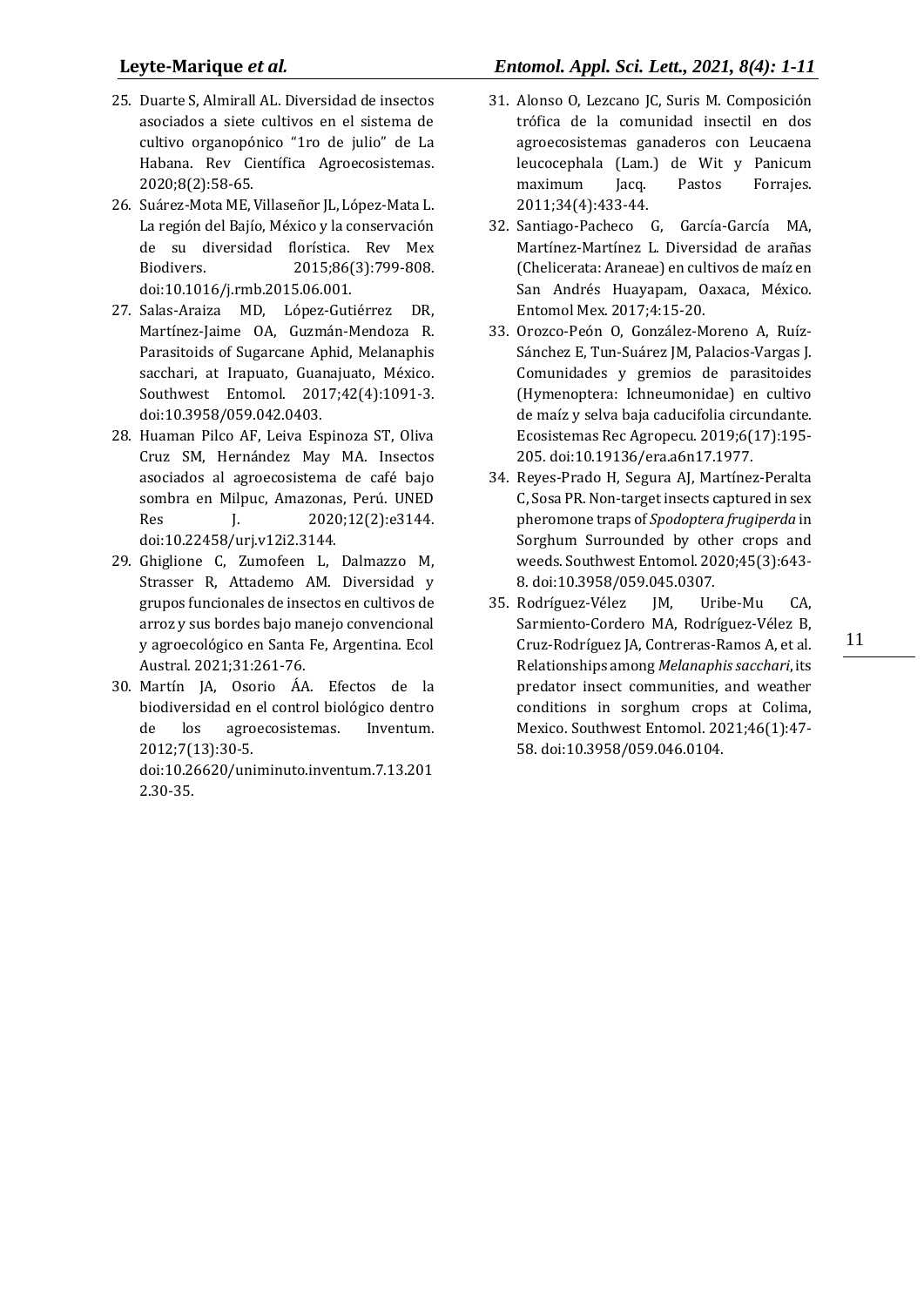25. Duarte S, Almirall AL. Diversidad de insectos asociados a siete cultivos en el sistema de cultivo organopónico "1ro de julio" de La Habana. Rev Científica Agroecosistemas. 2020;8(2):58-65.
26. Suárez-Mota ME, Villaseñor JL, López-Mata L. La región del Bajío, México y la conservación de su diversidad florística. Rev Mex Biodivers. 2015;86(3):799-808. doi:10.1016/j.rmb.2015.06.001.
27. Salas-Araiza MD, López-Gutiérrez DR, Martínez-Jaime OA, Guzmán-Mendoza R. Parasitoids of Sugarcane Aphid, Melanaphis sacchari, at Irapuato, Guanajuato, México. Southwest Entomol. 2017;42(4):1091-3. doi:10.3958/059.042.0403.
28. Huaman Pilco AF, Leiva Espinoza ST, Oliva Cruz SM, Hernández May MA. Insectos asociados al agroecosistema de café bajo sombra en Milpuc, Amazonas, Perú. UNED Res J. 2020;12(2):e3144. doi:10.22458/urj.v12i2.3144.
29. Ghiglione C, Zumofeen L, Dalmazzo M, Strasser R, Attademo AM. Diversidad y grupos funcionales de insectos en cultivos de arroz y sus bordes bajo manejo convencional y agroecológico en Santa Fe, Argentina. Ecol Austral. 2021;31:261-76.
30. Martín JA, Osorio ÁA. Efectos de la biodiversidad en el control biológico dentro de los agroecosistemas. Inventum. 2012;7(13):30-5. doi:10.26620/uniminuto.inventum.7.13.2012.30-35.
31. Alonso O, Lezcano JC, Suris M. Composición trófica de la comunidad insectil en dos agroecosistemas ganaderos con Leucaena leucocephala (Lam.) de Wit y Panicum maximum Jacq. Pastos Forrajes. 2011;34(4):433-44.
32. Santiago-Pacheco G, García-García MA, Martínez-Martínez L. Diversidad de arañas (Chelicerata: Araneae) en cultivos de maíz en San Andrés Huayapam, Oaxaca, México. Entomol Mex. 2017;4:15-20.
33. Orozco-Peón O, González-Moreno A, Ruíz-Sánchez E, Tun-Suárez JM, Palacios-Vargas J. Comunidades y gremios de parasitoides (Hymenoptera: Ichneumonidae) en cultivo de maíz y selva baja caducifolia circundante. Ecosistemas Rec Agropecu. 2019;6(17):195-205. doi:10.19136/era.a6n17.1977.
34. Reyes-Prado H, Segura AJ, Martínez-Peralta C, Sosa PR. Non-target insects captured in sex pheromone traps of *Spodoptera frugiperda* in Sorghum Surrounded by other crops and weeds. Southwest Entomol. 2020;45(3):643-8. doi:10.3958/059.045.0307.
35. Rodríguez-Vélez JM, Uribe-Mu CA, Sarmiento-Cordero MA, Rodríguez-Vélez B, Cruz-Rodríguez JA, Contreras-Ramos A, et al. Relationships among *Melanaphis sacchari*, its predator insect communities, and weather conditions in sorghum crops at Colima, Mexico. Southwest Entomol. 2021;46(1):47-58. doi:10.3958/059.046.0104.